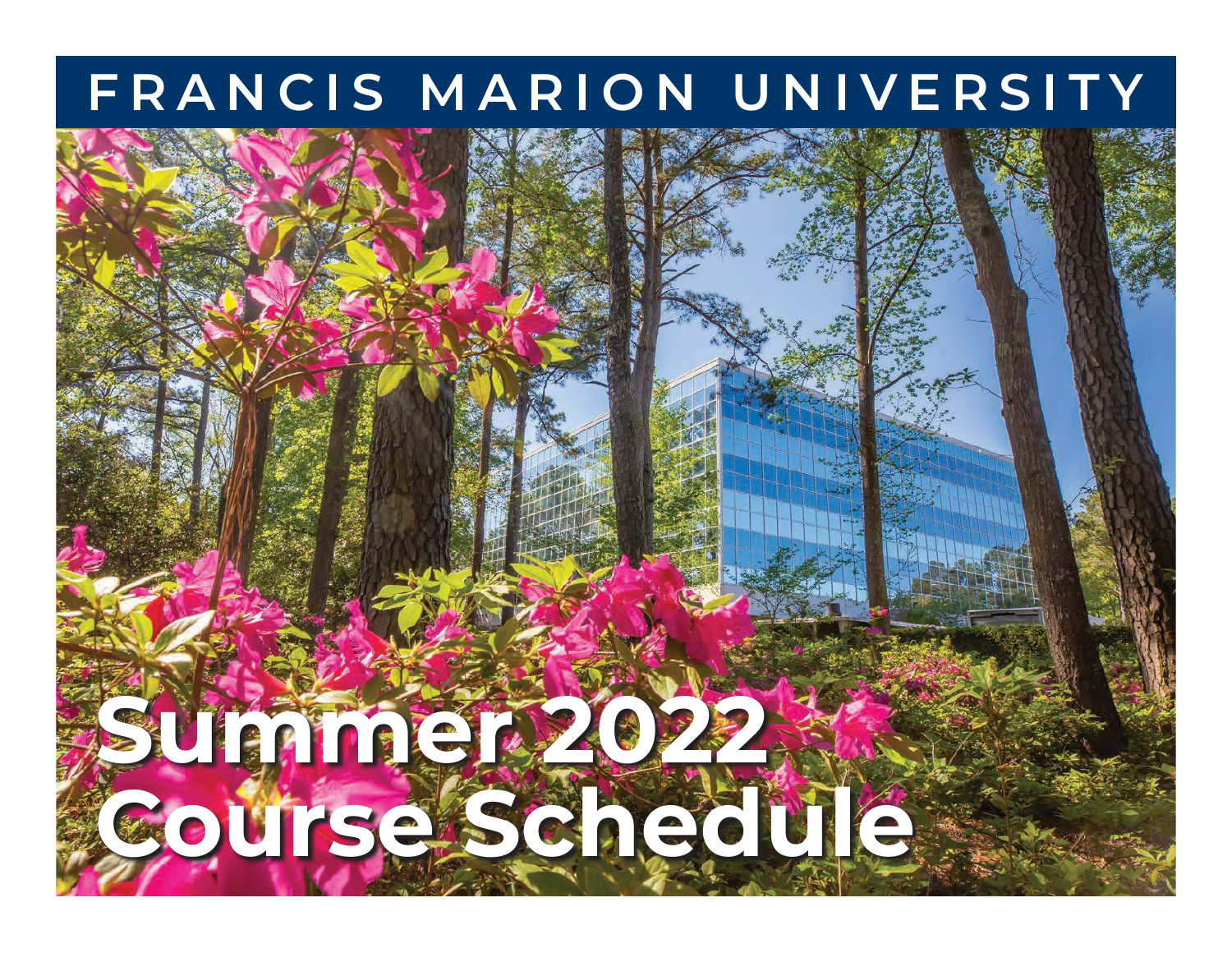# FRANCIS MARION UNIVERSITY

# Summer 2022 Course Schedule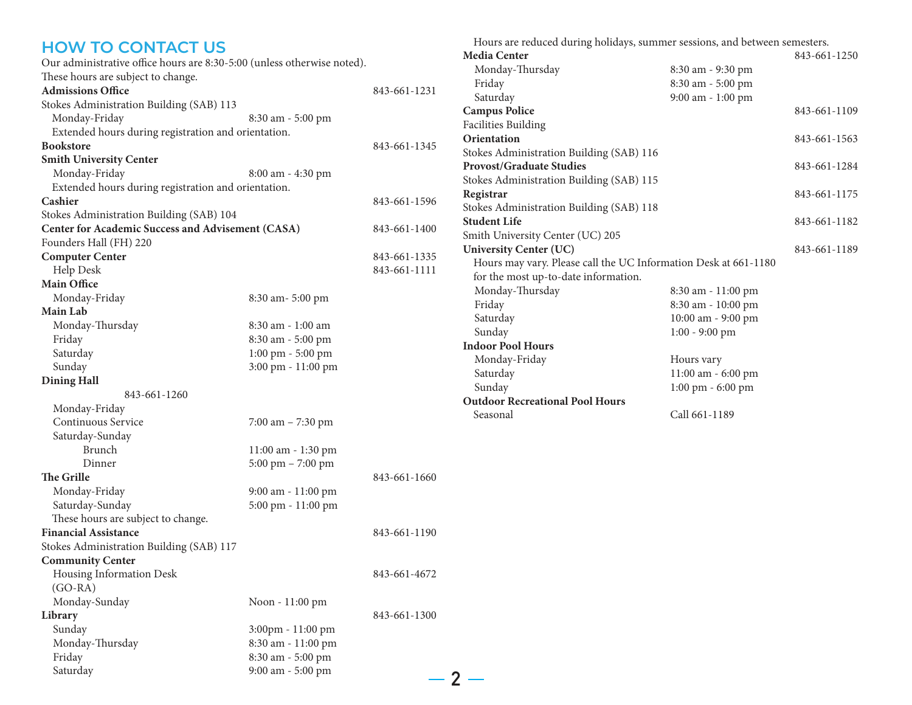# HOW TO CONTACT US

Our administrative office hours are 8:30-5:00 (unless otherwise noted).
These hours are subject to change.

**Admissions Office** 843-661-1231
Stokes Administration Building (SAB) 113
Monday-Friday 8:30 am - 5:00 pm
Extended hours during registration and orientation.

**Bookstore** 843-661-1345
**Smith University Center**
Monday-Friday 8:00 am - 4:30 pm
Extended hours during registration and orientation.

**Cashier** 843-661-1596
Stokes Administration Building (SAB) 104

**Center for Academic Success and Advisement (CASA)** 843-661-1400
Founders Hall (FH) 220

**Computer Center** 843-661-1335
Help Desk 843-661-1111

**Main Office**
Monday-Friday 8:30 am- 5:00 pm

**Main Lab**
Monday-Thursday 8:30 am - 1:00 am
Friday 8:30 am - 5:00 pm
Saturday 1:00 pm - 5:00 pm
Sunday 3:00 pm - 11:00 pm

**Dining Hall**
843-661-1260
Monday-Friday
Continuous Service 7:00 am – 7:30 pm
Saturday-Sunday
Brunch 11:00 am - 1:30 pm
Dinner 5:00 pm – 7:00 pm

**The Grille** 843-661-1660
Monday-Friday 9:00 am - 11:00 pm
Saturday-Sunday 5:00 pm - 11:00 pm
These hours are subject to change.

**Financial Assistance** 843-661-1190
Stokes Administration Building (SAB) 117

**Community Center**
Housing Information Desk 843-661-4672
(GO-RA)
Monday-Sunday Noon - 11:00 pm

**Library** 843-661-1300
Sunday 3:00pm - 11:00 pm
Monday-Thursday 8:30 am - 11:00 pm
Friday 8:30 am - 5:00 pm
Saturday 9:00 am - 5:00 pm
Hours are reduced during holidays, summer sessions, and between semesters.

**Media Center** 843-661-1250
Monday-Thursday 8:30 am - 9:30 pm
Friday 8:30 am - 5:00 pm
Saturday 9:00 am - 1:00 pm

**Campus Police** 843-661-1109
Facilities Building

**Orientation** 843-661-1563
Stokes Administration Building (SAB) 116

**Provost/Graduate Studies** 843-661-1284
Stokes Administration Building (SAB) 115

**Registrar** 843-661-1175
Stokes Administration Building (SAB) 118

**Student Life** 843-661-1182
Smith University Center (UC) 205

**University Center (UC)** 843-661-1189
Hours may vary. Please call the UC Information Desk at 661-1180 for the most up-to-date information.
Monday-Thursday 8:30 am - 11:00 pm
Friday 8:30 am - 10:00 pm
Saturday 10:00 am - 9:00 pm
Sunday 1:00 - 9:00 pm

**Indoor Pool Hours**
Monday-Friday Hours vary
Saturday 11:00 am - 6:00 pm
Sunday 1:00 pm - 6:00 pm

**Outdoor Recreational Pool Hours**
Seasonal Call 661-1189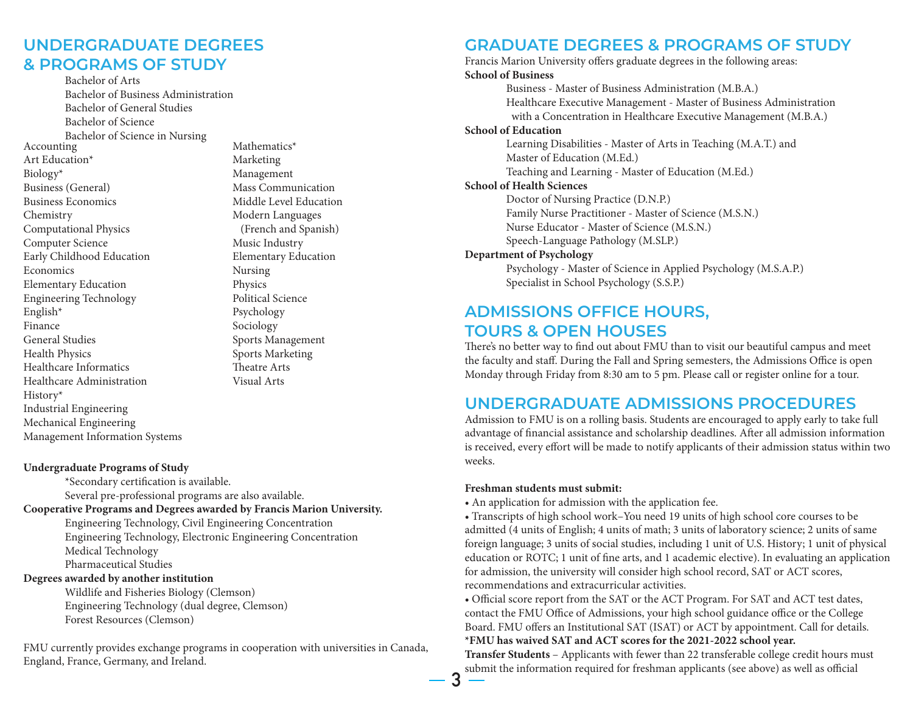## UNDERGRADUATE DEGREES & PROGRAMS OF STUDY

Bachelor of Arts
Bachelor of Business Administration
Bachelor of General Studies
Bachelor of Science
Bachelor of Science in Nursing

- Accounting
- Art Education*
- Biology*
- Business (General)
- Business Economics
- Chemistry
- Computational Physics
- Computer Science
- Early Childhood Education
- Economics
- Elementary Education
- Engineering Technology
- English*
- Finance
- General Studies
- Health Physics
- Healthcare Informatics
- Healthcare Administration
- History*
- Industrial Engineering
- Mechanical Engineering
- Management Information Systems
- Mathematics*
- Marketing
- Management
- Mass Communication
- Middle Level Education
- Modern Languages (French and Spanish)
- Music Industry
- Elementary Education
- Nursing
- Physics
- Political Science
- Psychology
- Sociology
- Sports Management
- Sports Marketing
- Theatre Arts
- Visual Arts

**Undergraduate Programs of Study**

*Secondary certification is available.
Several pre-professional programs are also available.

**Cooperative Programs and Degrees awarded by Francis Marion University.**

Engineering Technology, Civil Engineering Concentration
Engineering Technology, Electronic Engineering Concentration
Medical Technology
Pharmaceutical Studies

**Degrees awarded by another institution**

Wildlife and Fisheries Biology (Clemson)
Engineering Technology (dual degree, Clemson)
Forest Resources (Clemson)

FMU currently provides exchange programs in cooperation with universities in Canada, England, France, Germany, and Ireland.

## GRADUATE DEGREES & PROGRAMS OF STUDY

Francis Marion University offers graduate degrees in the following areas:

**School of Business**

Business - Master of Business Administration (M.B.A.)
Healthcare Executive Management - Master of Business Administration with a Concentration in Healthcare Executive Management (M.B.A.)

**School of Education**

Learning Disabilities - Master of Arts in Teaching (M.A.T.) and Master of Education (M.Ed.)
Teaching and Learning - Master of Education (M.Ed.)

**School of Health Sciences**

Doctor of Nursing Practice (D.N.P.)
Family Nurse Practitioner - Master of Science (M.S.N.)
Nurse Educator - Master of Science (M.S.N.)
Speech-Language Pathology (M.SLP.)

**Department of Psychology**

Psychology - Master of Science in Applied Psychology (M.S.A.P.)
Specialist in School Psychology (S.S.P.)

## ADMISSIONS OFFICE HOURS, TOURS & OPEN HOUSES

There's no better way to find out about FMU than to visit our beautiful campus and meet the faculty and staff. During the Fall and Spring semesters, the Admissions Office is open Monday through Friday from 8:30 am to 5 pm. Please call or register online for a tour.

## UNDERGRADUATE ADMISSIONS PROCEDURES

Admission to FMU is on a rolling basis. Students are encouraged to apply early to take full advantage of financial assistance and scholarship deadlines. After all admission information is received, every effort will be made to notify applicants of their admission status within two weeks.

**Freshman students must submit:**

- An application for admission with the application fee.
- Transcripts of high school work–You need 19 units of high school core courses to be admitted (4 units of English; 4 units of math; 3 units of laboratory science; 2 units of same foreign language; 3 units of social studies, including 1 unit of U.S. History; 1 unit of physical education or ROTC; 1 unit of fine arts, and 1 academic elective). In evaluating an application for admission, the university will consider high school record, SAT or ACT scores, recommendations and extracurricular activities.
- Official score report from the SAT or the ACT Program. For SAT and ACT test dates, contact the FMU Office of Admissions, your high school guidance office or the College Board. FMU offers an Institutional SAT (ISAT) or ACT by appointment. Call for details.

**\*FMU has waived SAT and ACT scores for the 2021-2022 school year.**

**Transfer Students** – Applicants with fewer than 22 transferable college credit hours must submit the information required for freshman applicants (see above) as well as official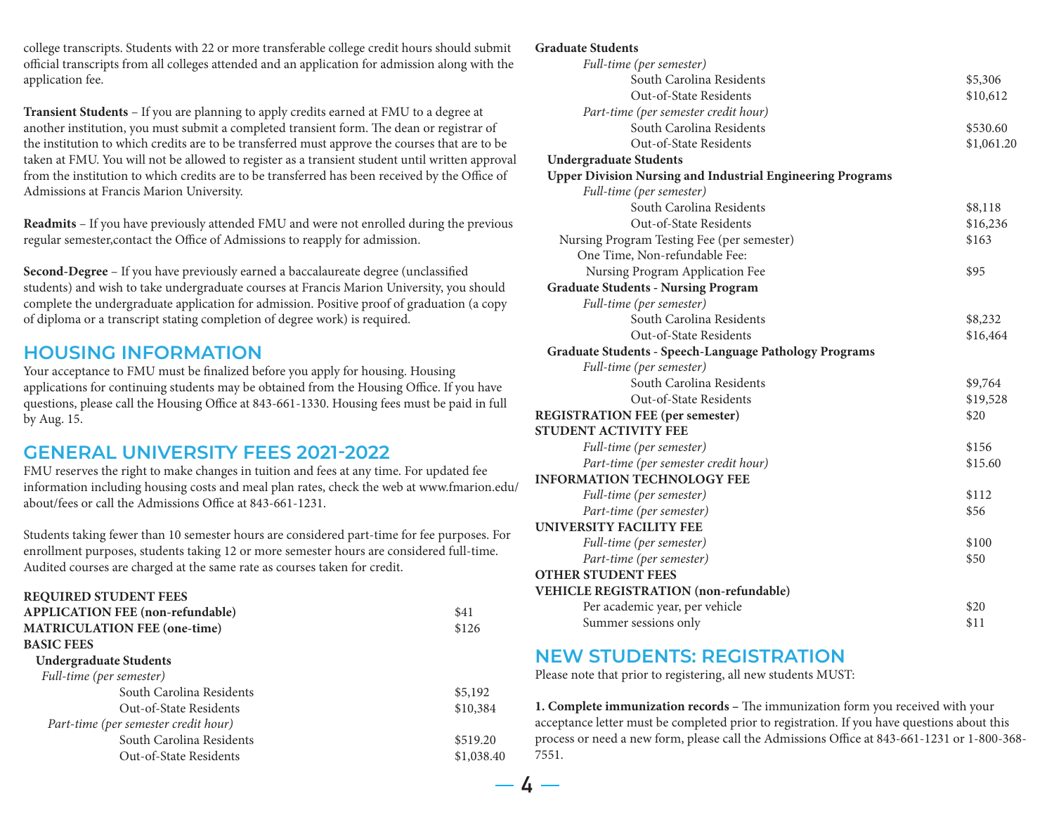college transcripts. Students with 22 or more transferable college credit hours should submit official transcripts from all colleges attended and an application for admission along with the application fee.

**Transient Students** – If you are planning to apply credits earned at FMU to a degree at another institution, you must submit a completed transient form. The dean or registrar of the institution to which credits are to be transferred must approve the courses that are to be taken at FMU. You will not be allowed to register as a transient student until written approval from the institution to which credits are to be transferred has been received by the Office of Admissions at Francis Marion University.

**Readmits** – If you have previously attended FMU and were not enrolled during the previous regular semester,contact the Office of Admissions to reapply for admission.

**Second-Degree** – If you have previously earned a baccalaureate degree (unclassified students) and wish to take undergraduate courses at Francis Marion University, you should complete the undergraduate application for admission. Positive proof of graduation (a copy of diploma or a transcript stating completion of degree work) is required.

## HOUSING INFORMATION

Your acceptance to FMU must be finalized before you apply for housing. Housing applications for continuing students may be obtained from the Housing Office. If you have questions, please call the Housing Office at 843-661-1330. Housing fees must be paid in full by Aug. 15.

## GENERAL UNIVERSITY FEES 2021-2022

FMU reserves the right to make changes in tuition and fees at any time. For updated fee information including housing costs and meal plan rates, check the web at www.fmarion.edu/about/fees or call the Admissions Office at 843-661-1231.

Students taking fewer than 10 semester hours are considered part-time for fee purposes. For enrollment purposes, students taking 12 or more semester hours are considered full-time. Audited courses are charged at the same rate as courses taken for credit.

| Fee | Amount |
|---|---|
| **REQUIRED STUDENT FEES** | |
| **APPLICATION FEE (non-refundable)** | $41 |
| **MATRICULATION FEE (one-time)** | $126 |
| **BASIC FEES** | |
| **Undergraduate Students** | |
| *Full-time (per semester)* | |
| South Carolina Residents | $5,192 |
| Out-of-State Residents | $10,384 |
| *Part-time (per semester credit hour)* | |
| South Carolina Residents | $519.20 |
| Out-of-State Residents | $1,038.40 |
| **Graduate Students** | |
| *Full-time (per semester)* | |
| South Carolina Residents | $5,306 |
| Out-of-State Residents | $10,612 |
| *Part-time (per semester credit hour)* | |
| South Carolina Residents | $530.60 |
| Out-of-State Residents | $1,061.20 |
| **Undergraduate Students** | |
| **Upper Division Nursing and Industrial Engineering Programs** | |
| *Full-time (per semester)* | |
| South Carolina Residents | $8,118 |
| Out-of-State Residents | $16,236 |
| Nursing Program Testing Fee (per semester) | $163 |
| One Time, Non-refundable Fee: | |
| Nursing Program Application Fee | $95 |
| **Graduate Students - Nursing Program** | |
| *Full-time (per semester)* | |
| South Carolina Residents | $8,232 |
| Out-of-State Residents | $16,464 |
| **Graduate Students - Speech-Language Pathology Programs** | |
| *Full-time (per semester)* | |
| South Carolina Residents | $9,764 |
| Out-of-State Residents | $19,528 |
| **REGISTRATION FEE (per semester)** | $20 |
| **STUDENT ACTIVITY FEE** | |
| *Full-time (per semester)* | $156 |
| *Part-time (per semester credit hour)* | $15.60 |
| **INFORMATION TECHNOLOGY FEE** | |
| *Full-time (per semester)* | $112 |
| *Part-time (per semester)* | $56 |
| **UNIVERSITY FACILITY FEE** | |
| *Full-time (per semester)* | $100 |
| *Part-time (per semester)* | $50 |
| **OTHER STUDENT FEES** | |
| **VEHICLE REGISTRATION (non-refundable)** | |
| Per academic year, per vehicle | $20 |
| Summer sessions only | $11 |

## NEW STUDENTS: REGISTRATION

Please note that prior to registering, all new students MUST:

**1. Complete immunization records –** The immunization form you received with your acceptance letter must be completed prior to registration. If you have questions about this process or need a new form, please call the Admissions Office at 843-661-1231 or 1-800-368-7551.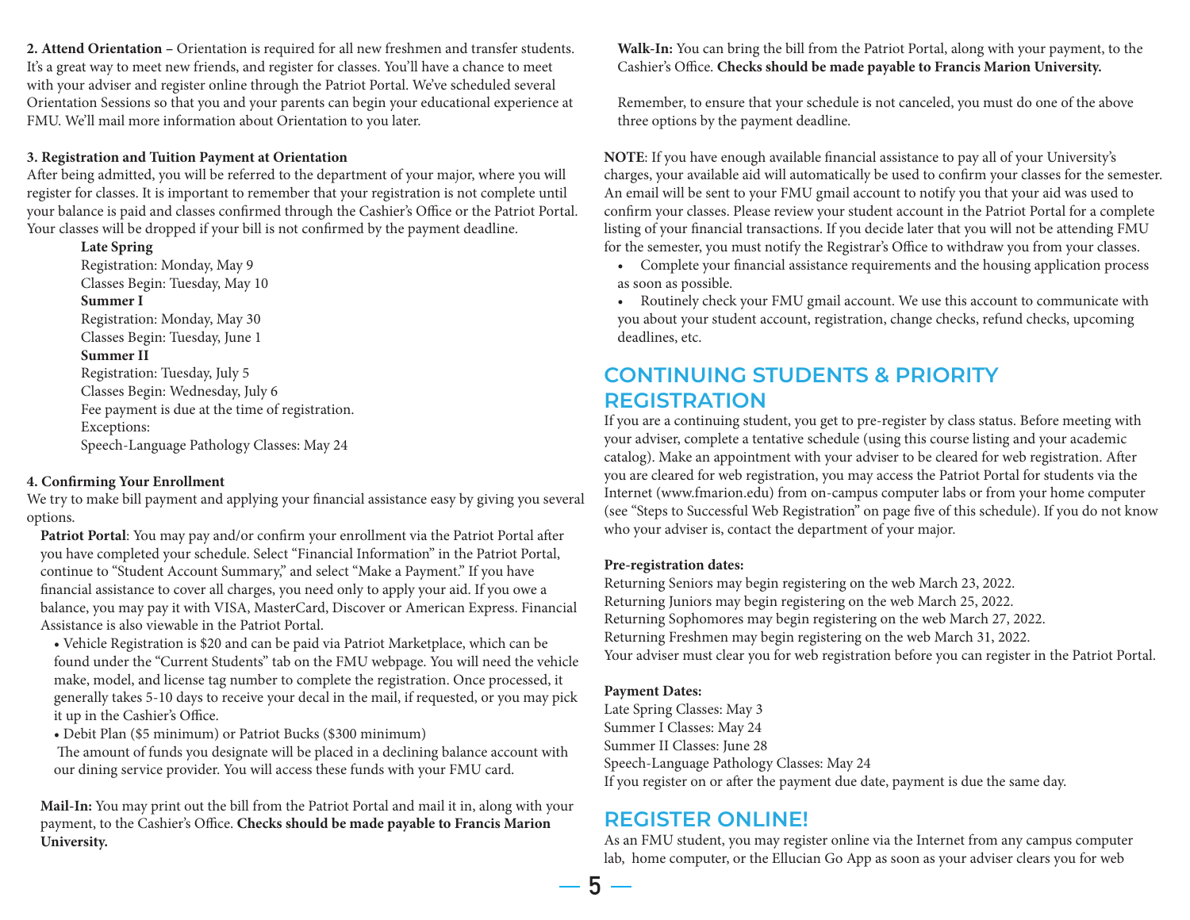**2. Attend Orientation** – Orientation is required for all new freshmen and transfer students. It's a great way to meet new friends, and register for classes. You'll have a chance to meet with your adviser and register online through the Patriot Portal. We've scheduled several Orientation Sessions so that you and your parents can begin your educational experience at FMU. We'll mail more information about Orientation to you later.

**3. Registration and Tuition Payment at Orientation**

After being admitted, you will be referred to the department of your major, where you will register for classes. It is important to remember that your registration is not complete until your balance is paid and classes confirmed through the Cashier's Office or the Patriot Portal. Your classes will be dropped if your bill is not confirmed by the payment deadline.

**Late Spring**
Registration: Monday, May 9
Classes Begin: Tuesday, May 10

**Summer I**
Registration: Monday, May 30
Classes Begin: Tuesday, June 1

**Summer II**
Registration: Tuesday, July 5
Classes Begin: Wednesday, July 6
Fee payment is due at the time of registration.
Exceptions:
Speech-Language Pathology Classes: May 24

**4. Confirming Your Enrollment**

We try to make bill payment and applying your financial assistance easy by giving you several options.

**Patriot Portal**: You may pay and/or confirm your enrollment via the Patriot Portal after you have completed your schedule. Select "Financial Information" in the Patriot Portal, continue to "Student Account Summary," and select "Make a Payment." If you have financial assistance to cover all charges, you need only to apply your aid. If you owe a balance, you may pay it with VISA, MasterCard, Discover or American Express. Financial Assistance is also viewable in the Patriot Portal.

- Vehicle Registration is $20 and can be paid via Patriot Marketplace, which can be found under the "Current Students" tab on the FMU webpage. You will need the vehicle make, model, and license tag number to complete the registration. Once processed, it generally takes 5-10 days to receive your decal in the mail, if requested, or you may pick it up in the Cashier's Office.
- Debit Plan ($5 minimum) or Patriot Bucks ($300 minimum)
  The amount of funds you designate will be placed in a declining balance account with our dining service provider. You will access these funds with your FMU card.

**Mail-In:** You may print out the bill from the Patriot Portal and mail it in, along with your payment, to the Cashier's Office. **Checks should be made payable to Francis Marion University.**

**Walk-In:** You can bring the bill from the Patriot Portal, along with your payment, to the Cashier's Office. **Checks should be made payable to Francis Marion University.**

Remember, to ensure that your schedule is not canceled, you must do one of the above three options by the payment deadline.

**NOTE**: If you have enough available financial assistance to pay all of your University's charges, your available aid will automatically be used to confirm your classes for the semester. An email will be sent to your FMU gmail account to notify you that your aid was used to confirm your classes. Please review your student account in the Patriot Portal for a complete listing of your financial transactions. If you decide later that you will not be attending FMU for the semester, you must notify the Registrar's Office to withdraw you from your classes.

- Complete your financial assistance requirements and the housing application process as soon as possible.
- Routinely check your FMU gmail account. We use this account to communicate with you about your student account, registration, change checks, refund checks, upcoming deadlines, etc.

## CONTINUING STUDENTS & PRIORITY REGISTRATION

If you are a continuing student, you get to pre-register by class status. Before meeting with your adviser, complete a tentative schedule (using this course listing and your academic catalog). Make an appointment with your adviser to be cleared for web registration. After you are cleared for web registration, you may access the Patriot Portal for students via the Internet (www.fmarion.edu) from on-campus computer labs or from your home computer (see "Steps to Successful Web Registration" on page five of this schedule). If you do not know who your adviser is, contact the department of your major.

**Pre-registration dates:**

Returning Seniors may begin registering on the web March 23, 2022.
Returning Juniors may begin registering on the web March 25, 2022.
Returning Sophomores may begin registering on the web March 27, 2022.
Returning Freshmen may begin registering on the web March 31, 2022.
Your adviser must clear you for web registration before you can register in the Patriot Portal.

**Payment Dates:**

Late Spring Classes: May 3
Summer I Classes: May 24
Summer II Classes: June 28
Speech-Language Pathology Classes: May 24
If you register on or after the payment due date, payment is due the same day.

## REGISTER ONLINE!

As an FMU student, you may register online via the Internet from any campus computer lab, home computer, or the Ellucian Go App as soon as your adviser clears you for web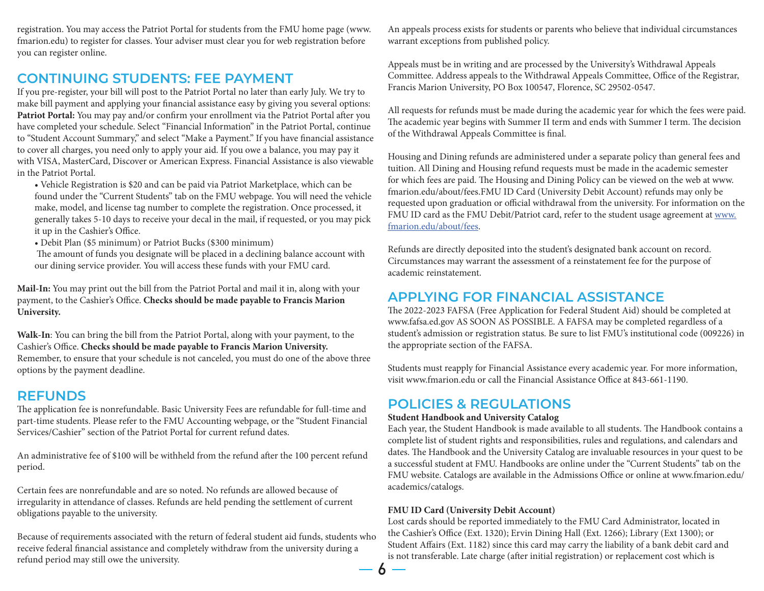registration. You may access the Patriot Portal for students from the FMU home page (www.fmarion.edu) to register for classes. Your adviser must clear you for web registration before you can register online.

## CONTINUING STUDENTS: FEE PAYMENT

If you pre-register, your bill will post to the Patriot Portal no later than early July. We try to make bill payment and applying your financial assistance easy by giving you several options:

**Patriot Portal:** You may pay and/or confirm your enrollment via the Patriot Portal after you have completed your schedule. Select "Financial Information" in the Patriot Portal, continue to "Student Account Summary," and select "Make a Payment." If you have financial assistance to cover all charges, you need only to apply your aid. If you owe a balance, you may pay it with VISA, MasterCard, Discover or American Express. Financial Assistance is also viewable in the Patriot Portal.

- Vehicle Registration is $20 and can be paid via Patriot Marketplace, which can be found under the "Current Students" tab on the FMU webpage. You will need the vehicle make, model, and license tag number to complete the registration. Once processed, it generally takes 5-10 days to receive your decal in the mail, if requested, or you may pick it up in the Cashier's Office.
- Debit Plan ($5 minimum) or Patriot Bucks ($300 minimum)
  The amount of funds you designate will be placed in a declining balance account with our dining service provider. You will access these funds with your FMU card.

**Mail-In:** You may print out the bill from the Patriot Portal and mail it in, along with your payment, to the Cashier's Office. **Checks should be made payable to Francis Marion University.**

**Walk-In**: You can bring the bill from the Patriot Portal, along with your payment, to the Cashier's Office. **Checks should be made payable to Francis Marion University.**
Remember, to ensure that your schedule is not canceled, you must do one of the above three options by the payment deadline.

## REFUNDS

The application fee is nonrefundable. Basic University Fees are refundable for full-time and part-time students. Please refer to the FMU Accounting webpage, or the "Student Financial Services/Cashier" section of the Patriot Portal for current refund dates.

An administrative fee of $100 will be withheld from the refund after the 100 percent refund period.

Certain fees are nonrefundable and are so noted. No refunds are allowed because of irregularity in attendance of classes. Refunds are held pending the settlement of current obligations payable to the university.

Because of requirements associated with the return of federal student aid funds, students who receive federal financial assistance and completely withdraw from the university during a refund period may still owe the university.

An appeals process exists for students or parents who believe that individual circumstances warrant exceptions from published policy.

Appeals must be in writing and are processed by the University's Withdrawal Appeals Committee. Address appeals to the Withdrawal Appeals Committee, Office of the Registrar, Francis Marion University, PO Box 100547, Florence, SC 29502-0547.

All requests for refunds must be made during the academic year for which the fees were paid. The academic year begins with Summer II term and ends with Summer I term. The decision of the Withdrawal Appeals Committee is final.

Housing and Dining refunds are administered under a separate policy than general fees and tuition. All Dining and Housing refund requests must be made in the academic semester for which fees are paid. The Housing and Dining Policy can be viewed on the web at www.fmarion.edu/about/fees.FMU ID Card (University Debit Account) refunds may only be requested upon graduation or official withdrawal from the university. For information on the FMU ID card as the FMU Debit/Patriot card, refer to the student usage agreement at www.fmarion.edu/about/fees.

Refunds are directly deposited into the student's designated bank account on record. Circumstances may warrant the assessment of a reinstatement fee for the purpose of academic reinstatement.

## APPLYING FOR FINANCIAL ASSISTANCE

The 2022-2023 FAFSA (Free Application for Federal Student Aid) should be completed at www.fafsa.ed.gov AS SOON AS POSSIBLE. A FAFSA may be completed regardless of a student's admission or registration status. Be sure to list FMU's institutional code (009226) in the appropriate section of the FAFSA.

Students must reapply for Financial Assistance every academic year. For more information, visit www.fmarion.edu or call the Financial Assistance Office at 843-661-1190.

## POLICIES & REGULATIONS

**Student Handbook and University Catalog**

Each year, the Student Handbook is made available to all students. The Handbook contains a complete list of student rights and responsibilities, rules and regulations, and calendars and dates. The Handbook and the University Catalog are invaluable resources in your quest to be a successful student at FMU. Handbooks are online under the "Current Students" tab on the FMU website. Catalogs are available in the Admissions Office or online at www.fmarion.edu/academics/catalogs.

**FMU ID Card (University Debit Account)**

Lost cards should be reported immediately to the FMU Card Administrator, located in the Cashier's Office (Ext. 1320); Ervin Dining Hall (Ext. 1266); Library (Ext 1300); or Student Affairs (Ext. 1182) since this card may carry the liability of a bank debit card and is not transferable. Late charge (after initial registration) or replacement cost which is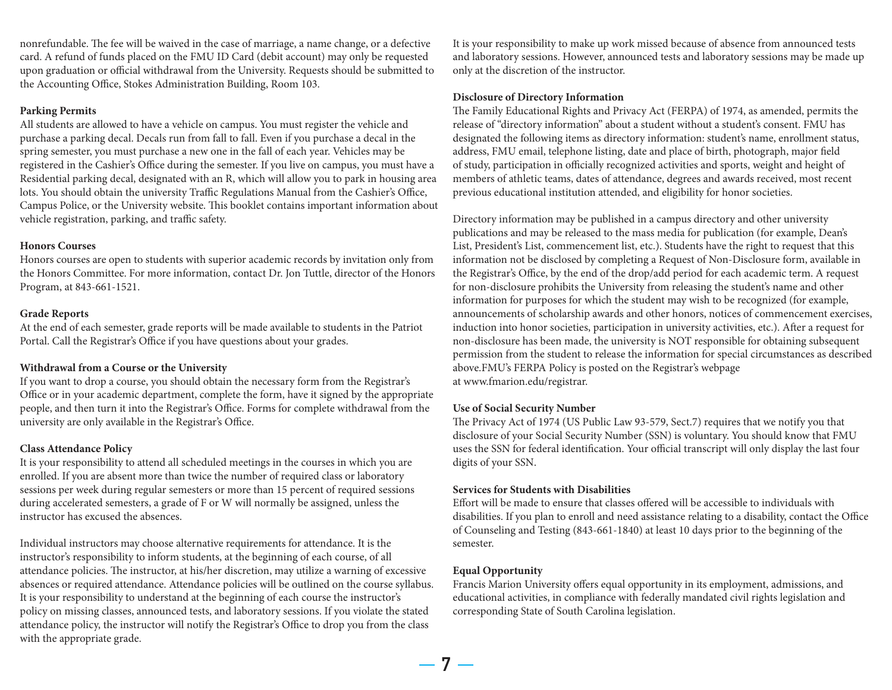nonrefundable. The fee will be waived in the case of marriage, a name change, or a defective card. A refund of funds placed on the FMU ID Card (debit account) may only be requested upon graduation or official withdrawal from the University. Requests should be submitted to the Accounting Office, Stokes Administration Building, Room 103.

**Parking Permits**

All students are allowed to have a vehicle on campus. You must register the vehicle and purchase a parking decal. Decals run from fall to fall. Even if you purchase a decal in the spring semester, you must purchase a new one in the fall of each year. Vehicles may be registered in the Cashier's Office during the semester. If you live on campus, you must have a Residential parking decal, designated with an R, which will allow you to park in housing area lots. You should obtain the university Traffic Regulations Manual from the Cashier's Office, Campus Police, or the University website. This booklet contains important information about vehicle registration, parking, and traffic safety.

**Honors Courses**

Honors courses are open to students with superior academic records by invitation only from the Honors Committee. For more information, contact Dr. Jon Tuttle, director of the Honors Program, at 843-661-1521.

**Grade Reports**

At the end of each semester, grade reports will be made available to students in the Patriot Portal. Call the Registrar's Office if you have questions about your grades.

**Withdrawal from a Course or the University**

If you want to drop a course, you should obtain the necessary form from the Registrar's Office or in your academic department, complete the form, have it signed by the appropriate people, and then turn it into the Registrar's Office. Forms for complete withdrawal from the university are only available in the Registrar's Office.

**Class Attendance Policy**

It is your responsibility to attend all scheduled meetings in the courses in which you are enrolled. If you are absent more than twice the number of required class or laboratory sessions per week during regular semesters or more than 15 percent of required sessions during accelerated semesters, a grade of F or W will normally be assigned, unless the instructor has excused the absences.

Individual instructors may choose alternative requirements for attendance. It is the instructor's responsibility to inform students, at the beginning of each course, of all attendance policies. The instructor, at his/her discretion, may utilize a warning of excessive absences or required attendance. Attendance policies will be outlined on the course syllabus. It is your responsibility to understand at the beginning of each course the instructor's policy on missing classes, announced tests, and laboratory sessions. If you violate the stated attendance policy, the instructor will notify the Registrar's Office to drop you from the class with the appropriate grade.

It is your responsibility to make up work missed because of absence from announced tests and laboratory sessions. However, announced tests and laboratory sessions may be made up only at the discretion of the instructor.

**Disclosure of Directory Information**

The Family Educational Rights and Privacy Act (FERPA) of 1974, as amended, permits the release of "directory information" about a student without a student's consent. FMU has designated the following items as directory information: student's name, enrollment status, address, FMU email, telephone listing, date and place of birth, photograph, major field of study, participation in officially recognized activities and sports, weight and height of members of athletic teams, dates of attendance, degrees and awards received, most recent previous educational institution attended, and eligibility for honor societies.

Directory information may be published in a campus directory and other university publications and may be released to the mass media for publication (for example, Dean's List, President's List, commencement list, etc.). Students have the right to request that this information not be disclosed by completing a Request of Non-Disclosure form, available in the Registrar's Office, by the end of the drop/add period for each academic term. A request for non-disclosure prohibits the University from releasing the student's name and other information for purposes for which the student may wish to be recognized (for example, announcements of scholarship awards and other honors, notices of commencement exercises, induction into honor societies, participation in university activities, etc.). After a request for non-disclosure has been made, the university is NOT responsible for obtaining subsequent permission from the student to release the information for special circumstances as described above.FMU's FERPA Policy is posted on the Registrar's webpage at www.fmarion.edu/registrar.

**Use of Social Security Number**

The Privacy Act of 1974 (US Public Law 93-579, Sect.7) requires that we notify you that disclosure of your Social Security Number (SSN) is voluntary. You should know that FMU uses the SSN for federal identification. Your official transcript will only display the last four digits of your SSN.

**Services for Students with Disabilities**

Effort will be made to ensure that classes offered will be accessible to individuals with disabilities. If you plan to enroll and need assistance relating to a disability, contact the Office of Counseling and Testing (843-661-1840) at least 10 days prior to the beginning of the semester.

**Equal Opportunity**

Francis Marion University offers equal opportunity in its employment, admissions, and educational activities, in compliance with federally mandated civil rights legislation and corresponding State of South Carolina legislation.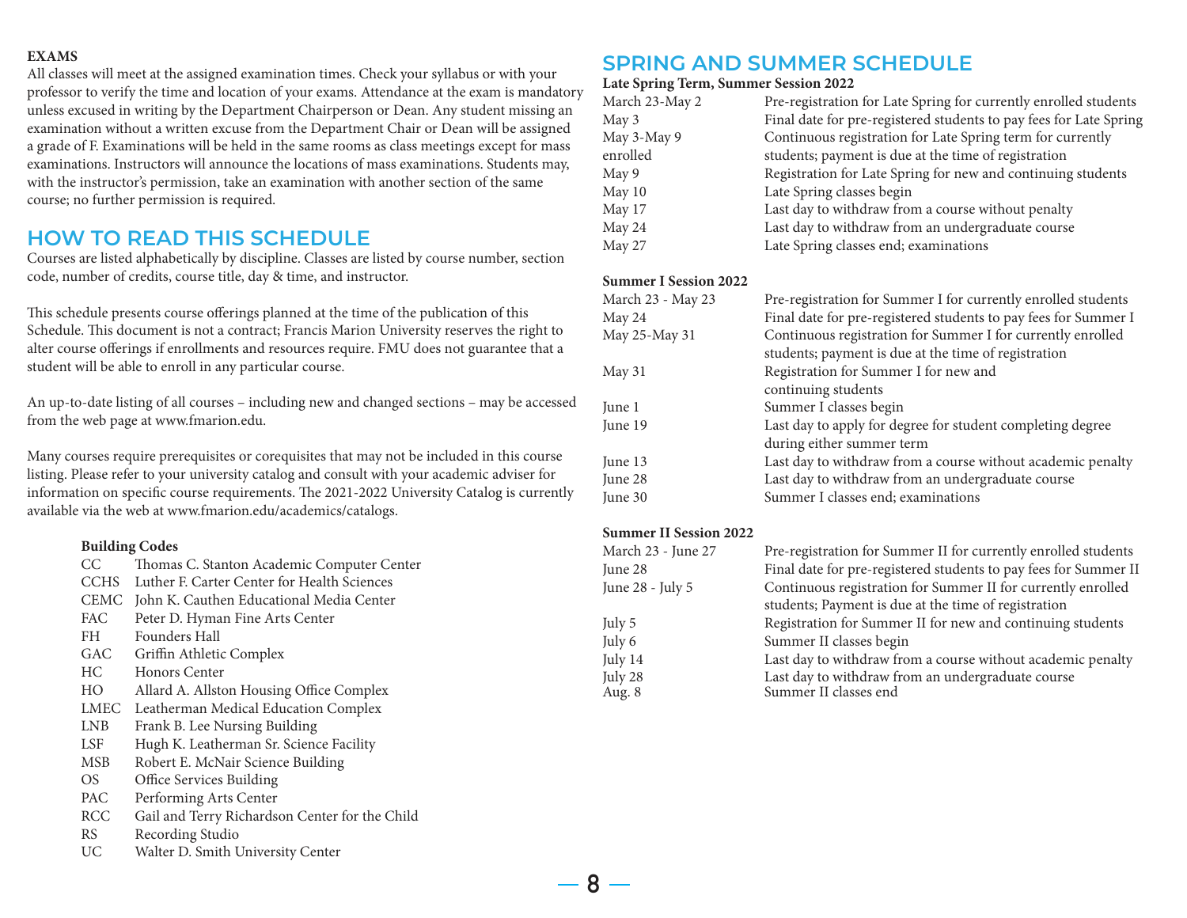**EXAMS**

All classes will meet at the assigned examination times. Check your syllabus or with your professor to verify the time and location of your exams. Attendance at the exam is mandatory unless excused in writing by the Department Chairperson or Dean. Any student missing an examination without a written excuse from the Department Chair or Dean will be assigned a grade of F. Examinations will be held in the same rooms as class meetings except for mass examinations. Instructors will announce the locations of mass examinations. Students may, with the instructor's permission, take an examination with another section of the same course; no further permission is required.

## HOW TO READ THIS SCHEDULE

Courses are listed alphabetically by discipline. Classes are listed by course number, section code, number of credits, course title, day & time, and instructor.

This schedule presents course offerings planned at the time of the publication of this Schedule. This document is not a contract; Francis Marion University reserves the right to alter course offerings if enrollments and resources require. FMU does not guarantee that a student will be able to enroll in any particular course.

An up-to-date listing of all courses – including new and changed sections – may be accessed from the web page at www.fmarion.edu.

Many courses require prerequisites or corequisites that may not be included in this course listing. Please refer to your university catalog and consult with your academic adviser for information on specific course requirements. The 2021-2022 University Catalog is currently available via the web at www.fmarion.edu/academics/catalogs.

**Building Codes**

| Code | Building |
|---|---|
| CC | Thomas C. Stanton Academic Computer Center |
| CCHS | Luther F. Carter Center for Health Sciences |
| CEMC | John K. Cauthen Educational Media Center |
| FAC | Peter D. Hyman Fine Arts Center |
| FH | Founders Hall |
| GAC | Griffin Athletic Complex |
| HC | Honors Center |
| HO | Allard A. Allston Housing Office Complex |
| LMEC | Leatherman Medical Education Complex |
| LNB | Frank B. Lee Nursing Building |
| LSF | Hugh K. Leatherman Sr. Science Facility |
| MSB | Robert E. McNair Science Building |
| OS | Office Services Building |
| PAC | Performing Arts Center |
| RCC | Gail and Terry Richardson Center for the Child |
| RS | Recording Studio |
| UC | Walter D. Smith University Center |

## SPRING AND SUMMER SCHEDULE

**Late Spring Term, Summer Session 2022**

| Date | Event |
|---|---|
| March 23-May 2 | Pre-registration for Late Spring for currently enrolled students |
| May 3 | Final date for pre-registered students to pay fees for Late Spring |
| May 3-May 9 | Continuous registration for Late Spring term for currently |
| enrolled | students; payment is due at the time of registration |
| May 9 | Registration for Late Spring for new and continuing students |
| May 10 | Late Spring classes begin |
| May 17 | Last day to withdraw from a course without penalty |
| May 24 | Last day to withdraw from an undergraduate course |
| May 27 | Late Spring classes end; examinations |

**Summer I Session 2022**

| Date | Event |
|---|---|
| March 23 - May 23 | Pre-registration for Summer I for currently enrolled students |
| May 24 | Final date for pre-registered students to pay fees for Summer I |
| May 25-May 31 | Continuous registration for Summer I for currently enrolled students; payment is due at the time of registration |
| May 31 | Registration for Summer I for new and continuing students |
| June 1 | Summer I classes begin |
| June 19 | Last day to apply for degree for student completing degree during either summer term |
| June 13 | Last day to withdraw from a course without academic penalty |
| June 28 | Last day to withdraw from an undergraduate course |
| June 30 | Summer I classes end; examinations |

**Summer II Session 2022**

| Date | Event |
|---|---|
| March 23 - June 27 | Pre-registration for Summer II for currently enrolled students |
| June 28 | Final date for pre-registered students to pay fees for Summer II |
| June 28 - July 5 | Continuous registration for Summer II for currently enrolled students; Payment is due at the time of registration |
| July 5 | Registration for Summer II for new and continuing students |
| July 6 | Summer II classes begin |
| July 14 | Last day to withdraw from a course without academic penalty |
| July 28 | Last day to withdraw from an undergraduate course |
| Aug. 8 | Summer II classes end |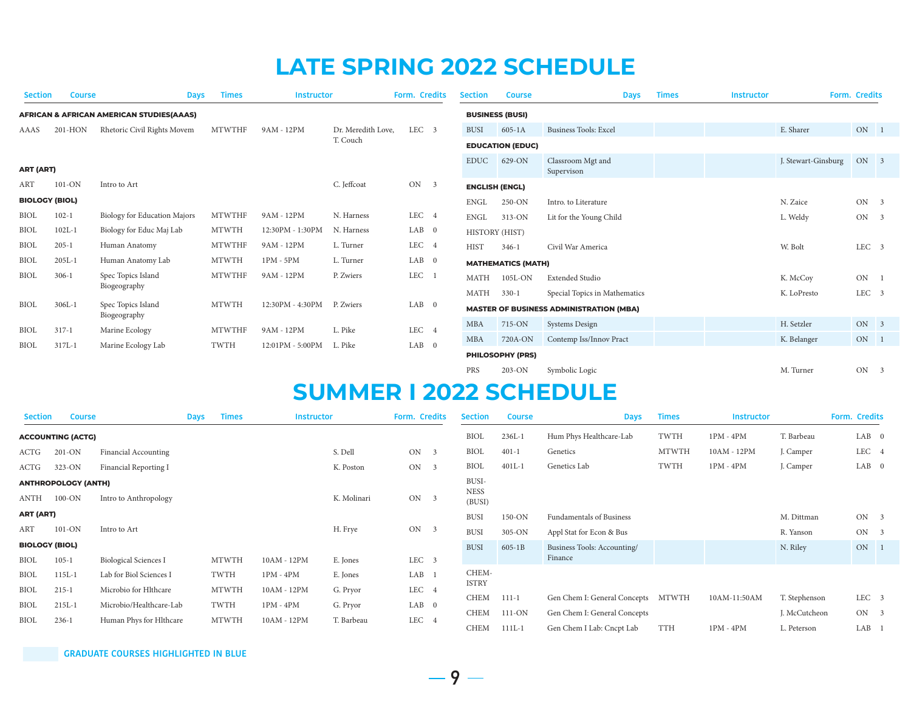# LATE SPRING 2022 SCHEDULE

| Section | Course | | Days | Times | Instructor | Form. | Credits |
|---|---|---|---|---|---|---|---|
| **AFRICAN & AFRICAN AMERICAN STUDIES(AAAS)** | | | | | | | |
| AAAS | 201-HON | Rhetoric Civil Rights Movem | MTWTHF | 9AM - 12PM | Dr. Meredith Love, T. Couch | LEC | 3 |
| **ART (ART)** | | | | | | | |
| ART | 101-ON | Intro to Art | | | C. Jeffcoat | ON | 3 |
| **BIOLOGY (BIOL)** | | | | | | | |
| BIOL | 102-1 | Biology for Education Majors | MTWTHF | 9AM - 12PM | N. Harness | LEC | 4 |
| BIOL | 102L-1 | Biology for Educ Maj Lab | MTWTH | 12:30PM - 1:30PM | N. Harness | LAB | 0 |
| BIOL | 205-1 | Human Anatomy | MTWTHF | 9AM - 12PM | L. Turner | LEC | 4 |
| BIOL | 205L-1 | Human Anatomy Lab | MTWTH | 1PM - 5PM | L. Turner | LAB | 0 |
| BIOL | 306-1 | Spec Topics Island Biogeography | MTWTHF | 9AM - 12PM | P. Zwiers | LEC | 1 |
| BIOL | 306L-1 | Spec Topics Island Biogeography | MTWTH | 12:30PM - 4:30PM | P. Zwiers | LAB | 0 |
| BIOL | 317-1 | Marine Ecology | MTWTHF | 9AM - 12PM | L. Pike | LEC | 4 |
| BIOL | 317L-1 | Marine Ecology Lab | TWTH | 12:01PM - 5:00PM | L. Pike | LAB | 0 |
| **BUSINESS (BUSI)** | | | | | | | |
| BUSI | 605-1A | Business Tools: Excel | | | E. Sharer | ON | 1 |
| **EDUCATION (EDUC)** | | | | | | | |
| EDUC | 629-ON | Classroom Mgt and Supervison | | | J. Stewart-Ginsburg | ON | 3 |
| **ENGLISH (ENGL)** | | | | | | | |
| ENGL | 250-ON | Intro. to Literature | | | N. Zaice | ON | 3 |
| ENGL | 313-ON | Lit for the Young Child | | | L. Weldy | ON | 3 |
| HISTORY (HIST) | | | | | | | |
| HIST | 346-1 | Civil War America | | | W. Bolt | LEC | 3 |
| **MATHEMATICS (MATH)** | | | | | | | |
| MATH | 105L-ON | Extended Studio | | | K. McCoy | ON | 1 |
| MATH | 330-1 | Special Topics in Mathematics | | | K. LoPresto | LEC | 3 |
| **MASTER OF BUSINESS ADMINISTRATION (MBA)** | | | | | | | |
| MBA | 715-ON | Systems Design | | | H. Setzler | ON | 3 |
| MBA | 720A-ON | Contemp Iss/Innov Pract | | | K. Belanger | ON | 1 |
| **PHILOSOPHY (PRS)** | | | | | | | |
| PRS | 203-ON | Symbolic Logic | | | M. Turner | ON | 3 |

# SUMMER I 2022 SCHEDULE

| Section | Course | | Days | Times | Instructor | Form. | Credits |
|---|---|---|---|---|---|---|---|
| **ACCOUNTING (ACTG)** | | | | | | | |
| ACTG | 201-ON | Financial Accounting | | | S. Dell | ON | 3 |
| ACTG | 323-ON | Financial Reporting I | | | K. Poston | ON | 3 |
| **ANTHROPOLOGY (ANTH)** | | | | | | | |
| ANTH | 100-ON | Intro to Anthropology | | | K. Molinari | ON | 3 |
| **ART (ART)** | | | | | | | |
| ART | 101-ON | Intro to Art | | | H. Frye | ON | 3 |
| **BIOLOGY (BIOL)** | | | | | | | |
| BIOL | 105-1 | Biological Sciences I | MTWTH | 10AM - 12PM | E. Jones | LEC | 3 |
| BIOL | 115L-1 | Lab for Biol Sciences I | TWTH | 1PM - 4PM | E. Jones | LAB | 1 |
| BIOL | 215-1 | Microbio for Hlthcare | MTWTH | 10AM - 12PM | G. Pryor | LEC | 4 |
| BIOL | 215L-1 | Microbio/Healthcare-Lab | TWTH | 1PM - 4PM | G. Pryor | LAB | 0 |
| BIOL | 236-1 | Human Phys for Hlthcare | MTWTH | 10AM - 12PM | T. Barbeau | LEC | 4 |
| BIOL | 236L-1 | Hum Phys Healthcare-Lab | TWTH | 1PM - 4PM | T. Barbeau | LAB | 0 |
| BIOL | 401-1 | Genetics | MTWTH | 10AM - 12PM | J. Camper | LEC | 4 |
| BIOL | 401L-1 | Genetics Lab | TWTH | 1PM - 4PM | J. Camper | LAB | 0 |
| BUSINESS (BUSI) | | | | | | | |
| BUSI | 150-ON | Fundamentals of Business | | | M. Dittman | ON | 3 |
| BUSI | 305-ON | Appl Stat for Econ & Bus | | | R. Yanson | ON | 3 |
| BUSI | 605-1B | Business Tools: Accounting/ Finance | | | N. Riley | ON | 1 |
| CHEMISTRY | | | | | | | |
| CHEM | 111-1 | Gen Chem I: General Concepts | MTWTH | 10AM-11:50AM | T. Stephenson | LEC | 3 |
| CHEM | 111-ON | Gen Chem I: General Concepts | | | J. McCutcheon | ON | 3 |
| CHEM | 111L-1 | Gen Chem I Lab: Cncpt Lab | TTH | 1PM - 4PM | L. Peterson | LAB | 1 |

GRADUATE COURSES HIGHLIGHTED IN BLUE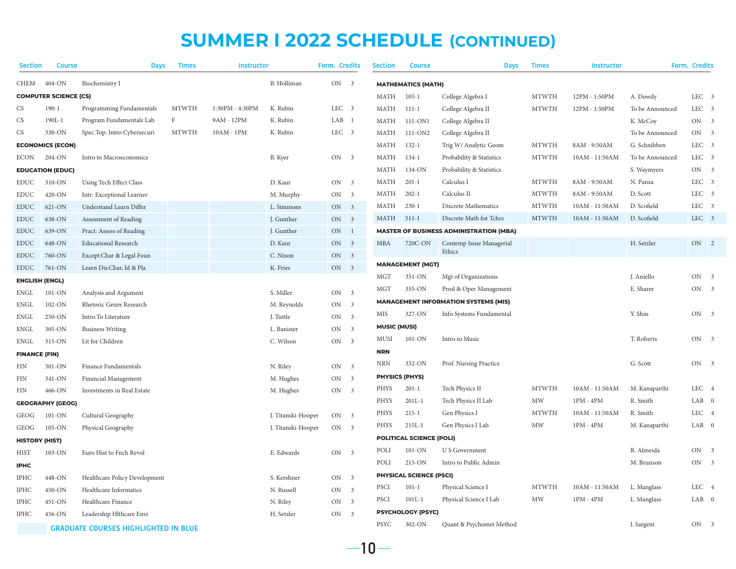# SUMMER I 2022 SCHEDULE (CONTINUED)

| Section | | Course | Days | Times | Instructor | Form. | Credits |
|---|---|---|---|---|---|---|---|
| CHEM | 404-ON | Biochemistry I | | | B. Holliman | ON | 3 |
| **COMPUTER SCIENCE (CS)** | | | | | | | |
| CS | 190-1 | Programming Fundamentals | MTWTH | 1:30PM - 4:30PM | K. Rubin | LEC | 3 |
| CS | 190L-1 | Program Fundamentals Lab | F | 9AM - 12PM | K. Rubin | LAB | 1 |
| CS | 330-ON | Spec.Top: Intro Cybersecuri | MTWTH | 10AM - 1PM | K. Rubin | LEC | 3 |
| **ECONOMICS (ECON)** | | | | | | | |
| ECON | 204-ON | Intro to Macroeconomics | | | B. Kyer | ON | 3 |
| **EDUCATION (EDUC)** | | | | | | | |
| EDUC | 310-ON | Using Tech Effect Class | | | D. Kaur | ON | 3 |
| EDUC | 420-ON | Intr: Exceptional Learner | | | M. Murphy | ON | 3 |
| EDUC | 621-ON | Understand Learn Differ | | | L. Simmons | ON | 3 |
| EDUC | 638-ON | Assessment of Reading | | | J. Gunther | ON | 3 |
| EDUC | 639-ON | Pract: Assess of Reading | | | J. Gunther | ON | 1 |
| EDUC | 648-ON | Educational Research | | | D. Kaur | ON | 3 |
| EDUC | 760-ON | Except:Char & Legal Foun | | | C. Nixon | ON | 3 |
| EDUC | 761-ON | Learn Dis:Char, Id & Pla | | | K. Fries | ON | 3 |
| **ENGLISH (ENGL)** | | | | | | | |
| ENGL | 101-ON | Analysis and Argument | | | S. Miller | ON | 3 |
| ENGL | 102-ON | Rhetoric Genre Research | | | M. Reynolds | ON | 3 |
| ENGL | 250-ON | Intro.To Literature | | | J. Tuttle | ON | 3 |
| ENGL | 305-ON | Business Writing | | | L. Banister | ON | 3 |
| ENGL | 315-ON | Lit for Children | | | C. Wilson | ON | 3 |
| **FINANCE (FIN)** | | | | | | | |
| FIN | 301-ON | Finance Fundamentals | | | N. Riley | ON | 3 |
| FIN | 341-ON | Financial Management | | | M. Hughes | ON | 3 |
| FIN | 466-ON | Investments in Real Estate | | | M. Hughes | ON | 3 |
| **GEOGRAPHY (GEOG)** | | | | | | | |
| GEOG | 101-ON | Cultural Geography | | | J. Titanski-Hooper | ON | 3 |
| GEOG | 105-ON | Physical Geography | | | J. Titanski-Hooper | ON | 3 |
| **HISTORY (HIST)** | | | | | | | |
| HIST | 103-ON | Euro Hist to Fnch Revol | | | E. Edwards | ON | 3 |
| **IPHC** | | | | | | | |
| IPHC | 448-ON | Healthcare Policy Development | | | S. Kershner | ON | 3 |
| IPHC | 450-ON | Healthcare Informatics | | | N. Russell | ON | 3 |
| IPHC | 451-ON | Healthcare Finance | | | N. Riley | ON | 3 |
| IPHC | 456-ON | Leadership Hlthcare Envi | | | H. Setzler | ON | 3 |
| **MATHEMATICS (MATH)** | | | | | | | |
| MATH | 105-1 | College Algebra I | MTWTH | 12PM - 1:50PM | A. Dowdy | LEC | 3 |
| MATH | 111-1 | College Algebra II | MTWTH | 12PM - 1:50PM | To be Announced | LEC | 3 |
| MATH | 111-ON1 | College Algebra II | | | K. McCoy | ON | 3 |
| MATH | 111-ON2 | College Algebra II | | | To be Announced | ON | 3 |
| MATH | 132-1 | Trig W/ Analytic Geom | MTWTH | 8AM - 9:50AM | G. Schnibben | LEC | 3 |
| MATH | 134-1 | Probability & Statistics | MTWTH | 10AM - 11:50AM | To be Announced | LEC | 3 |
| MATH | 134-ON | Probability & Statistics | | | S. Waymyers | ON | 3 |
| MATH | 201-1 | Calculus I | MTWTH | 8AM - 9:50AM | N. Panza | LEC | 3 |
| MATH | 202-1 | Calculus II | MTWTH | 8AM - 9:50AM | D. Scott | LEC | 3 |
| MATH | 230-1 | Discrete Mathematics | MTWTH | 10AM - 11:50AM | D. Scofield | LEC | 3 |
| MATH | 511-1 | Discrete Math for Tchrs | MTWTH | 10AM - 11:50AM | D. Scofield | LEC | 3 |
| **MASTER OF BUSINESS ADMINISTRATION (MBA)** | | | | | | | |
| MBA | 720C-ON | Contemp Issue Managerial Ethics | | | H. Setzler | ON | 2 |
| **MANAGEMENT (MGT)** | | | | | | | |
| MGT | 351-ON | Mgt of Organizations | | | J. Aniello | ON | 3 |
| MGT | 355-ON | Prod & Oper Management | | | E. Sharer | ON | 3 |
| **MANAGEMENT INFORMATION SYSTEMS (MIS)** | | | | | | | |
| MIS | 327-ON | Info Systems Fundamental | | | Y. Shin | ON | 3 |
| **MUSIC (MUSI)** | | | | | | | |
| MUSI | 101-ON | Intro to Music | | | T. Roberts | ON | 3 |
| **NRN** | | | | | | | |
| NRN | 332-ON | Prof. Nursing Practice | | | G. Scott | ON | 3 |
| **PHYSICS (PHYS)** | | | | | | | |
| PHYS | 201-1 | Tech Physics II | MTWTH | 10AM - 11:50AM | M. Kanaparthi | LEC | 4 |
| PHYS | 201L-1 | Tech Physics II Lab | MW | 1PM - 4PM | R. Smith | LAB | 0 |
| PHYS | 215-1 | Gen Physics I | MTWTH | 10AM - 11:50AM | R. Smith | LEC | 4 |
| PHYS | 215L-1 | Gen Physics I Lab | MW | 1PM - 4PM | M. Kanaparthi | LAB | 0 |
| **POLITICAL SCIENCE (POLI)** | | | | | | | |
| POLI | 101-ON | U S Government | | | R. Almeida | ON | 3 |
| POLI | 215-ON | Intro to Public Admin | | | M. Brunson | ON | 3 |
| **PHYSICAL SCIENCE (PSCI)** | | | | | | | |
| PSCI | 101-1 | Physical Science I | MTWTH | 10AM - 11:50AM | L. Manglass | LEC | 4 |
| PSCI | 101L-1 | Physical Science I Lab | MW | 1PM - 4PM | L. Manglass | LAB | 0 |
| **PSYCHOLOGY (PSYC)** | | | | | | | |
| PSYC | 302-ON | Quant & Psychomet Method | | | J. Sargent | ON | 3 |

GRADUATE COURSES HIGHLIGHTED IN BLUE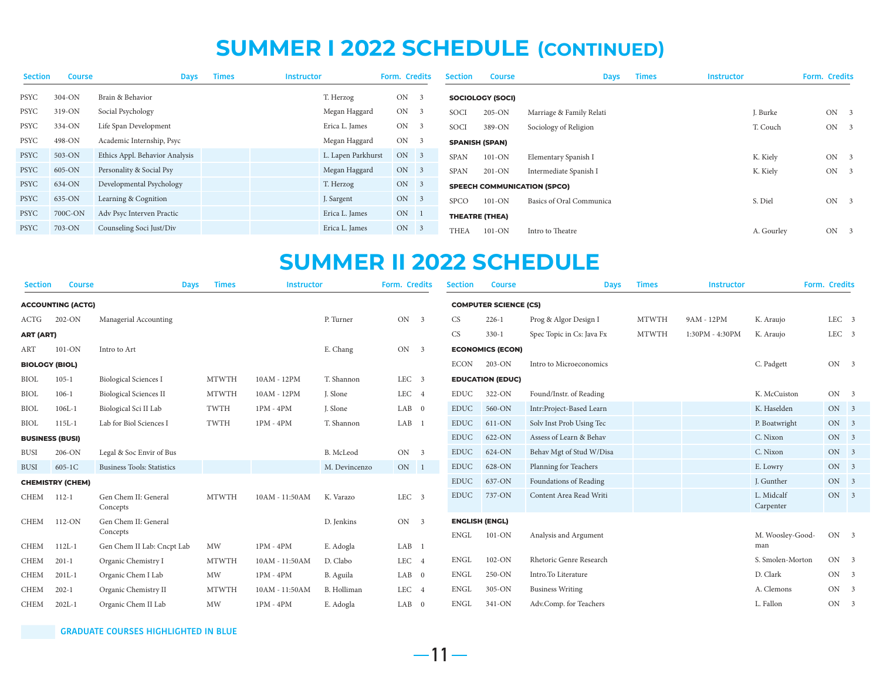# SUMMER I 2022 SCHEDULE (CONTINUED)

| Section | Course | | Days | Times | Instructor | Form. | Credits |
|---|---|---|---|---|---|---|---|
| PSYC | 304-ON | Brain & Behavior | | | T. Herzog | ON | 3 |
| PSYC | 319-ON | Social Psychology | | | Megan Haggard | ON | 3 |
| PSYC | 334-ON | Life Span Development | | | Erica L. James | ON | 3 |
| PSYC | 498-ON | Academic Internship, Psyc | | | Megan Haggard | ON | 3 |
| PSYC | 503-ON | Ethics Appl. Behavior Analysis | | | L. Lapen Parkhurst | ON | 3 |
| PSYC | 605-ON | Personality & Social Psy | | | Megan Haggard | ON | 3 |
| PSYC | 634-ON | Developmental Psychology | | | T. Herzog | ON | 3 |
| PSYC | 635-ON | Learning & Cognition | | | J. Sargent | ON | 3 |
| PSYC | 700C-ON | Adv Psyc Interven Practic | | | Erica L. James | ON | 1 |
| PSYC | 703-ON | Counseling Soci Just/Div | | | Erica L. James | ON | 3 |

| Section | Course | | Days | Times | Instructor | Form. | Credits |
|---|---|---|---|---|---|---|---|
| **SOCIOLOGY (SOCI)** | | | | | | | |
| SOCI | 205-ON | Marriage & Family Relati | | | J. Burke | ON | 3 |
| SOCI | 389-ON | Sociology of Religion | | | T. Couch | ON | 3 |
| **SPANISH (SPAN)** | | | | | | | |
| SPAN | 101-ON | Elementary Spanish I | | | K. Kiely | ON | 3 |
| SPAN | 201-ON | Intermediate Spanish I | | | K. Kiely | ON | 3 |
| **SPEECH COMMUNICATION (SPCO)** | | | | | | | |
| SPCO | 101-ON | Basics of Oral Communica | | | S. Diel | ON | 3 |
| **THEATRE (THEA)** | | | | | | | |
| THEA | 101-ON | Intro to Theatre | | | A. Gourley | ON | 3 |

# SUMMER II 2022 SCHEDULE

| Section | Course | | Days | Times | Instructor | Form. | Credits |
|---|---|---|---|---|---|---|---|
| **ACCOUNTING (ACTG)** | | | | | | | |
| ACTG | 202-ON | Managerial Accounting | | | P. Turner | ON | 3 |
| **ART (ART)** | | | | | | | |
| ART | 101-ON | Intro to Art | | | E. Chang | ON | 3 |
| **BIOLOGY (BIOL)** | | | | | | | |
| BIOL | 105-1 | Biological Sciences I | MTWTH | 10AM - 12PM | T. Shannon | LEC | 3 |
| BIOL | 106-1 | Biological Sciences II | MTWTH | 10AM - 12PM | J. Slone | LEC | 4 |
| BIOL | 106L-1 | Biological Sci II Lab | TWTH | 1PM - 4PM | J. Slone | LAB | 0 |
| BIOL | 115L-1 | Lab for Biol Sciences I | TWTH | 1PM - 4PM | T. Shannon | LAB | 1 |
| **BUSINESS (BUSI)** | | | | | | | |
| BUSI | 206-ON | Legal & Soc Envir of Bus | | | B. McLeod | ON | 3 |
| BUSI | 605-1C | Business Tools: Statistics | | | M. Devincenzo | ON | 1 |
| **CHEMISTRY (CHEM)** | | | | | | | |
| CHEM | 112-1 | Gen Chem II: General Concepts | MTWTH | 10AM - 11:50AM | K. Varazo | LEC | 3 |
| CHEM | 112-ON | Gen Chem II: General Concepts | | | D. Jenkins | ON | 3 |
| CHEM | 112L-1 | Gen Chem II Lab: Cncpt Lab | MW | 1PM - 4PM | E. Adogla | LAB | 1 |
| CHEM | 201-1 | Organic Chemistry I | MTWTH | 10AM - 11:50AM | D. Clabo | LEC | 4 |
| CHEM | 201L-1 | Organic Chem I Lab | MW | 1PM - 4PM | B. Aguila | LAB | 0 |
| CHEM | 202-1 | Organic Chemistry II | MTWTH | 10AM - 11:50AM | B. Holliman | LEC | 4 |
| CHEM | 202L-1 | Organic Chem II Lab | MW | 1PM - 4PM | E. Adogla | LAB | 0 |

| Section | Course | | Days | Times | Instructor | Form. | Credits |
|---|---|---|---|---|---|---|---|
| **COMPUTER SCIENCE (CS)** | | | | | | | |
| CS | 226-1 | Prog & Algor Design I | MTWTH | 9AM - 12PM | K. Araujo | LEC | 3 |
| CS | 330-1 | Spec Topic in Cs: Java Fx | MTWTH | 1:30PM - 4:30PM | K. Araujo | LEC | 3 |
| **ECONOMICS (ECON)** | | | | | | | |
| ECON | 203-ON | Intro to Microeconomics | | | C. Padgett | ON | 3 |
| **EDUCATION (EDUC)** | | | | | | | |
| EDUC | 322-ON | Found/Instr. of Reading | | | K. McCuiston | ON | 3 |
| EDUC | 560-ON | Intr:Project-Based Learn | | | K. Haselden | ON | 3 |
| EDUC | 611-ON | Solv Inst Prob Using Tec | | | P. Boatwright | ON | 3 |
| EDUC | 622-ON | Assess of Learn & Behav | | | C. Nixon | ON | 3 |
| EDUC | 624-ON | Behav Mgt of Stud W/Disa | | | C. Nixon | ON | 3 |
| EDUC | 628-ON | Planning for Teachers | | | E. Lowry | ON | 3 |
| EDUC | 637-ON | Foundations of Reading | | | J. Gunther | ON | 3 |
| EDUC | 737-ON | Content Area Read Writi | | | L. Midcalf Carpenter | ON | 3 |
| **ENGLISH (ENGL)** | | | | | | | |
| ENGL | 101-ON | Analysis and Argument | | | M. Woosley-Goodman | ON | 3 |
| ENGL | 102-ON | Rhetoric Genre Research | | | S. Smolen-Morton | ON | 3 |
| ENGL | 250-ON | Intro.To Literature | | | D. Clark | ON | 3 |
| ENGL | 305-ON | Business Writing | | | A. Clemons | ON | 3 |
| ENGL | 341-ON | Adv.Comp. for Teachers | | | L. Fallon | ON | 3 |

GRADUATE COURSES HIGHLIGHTED IN BLUE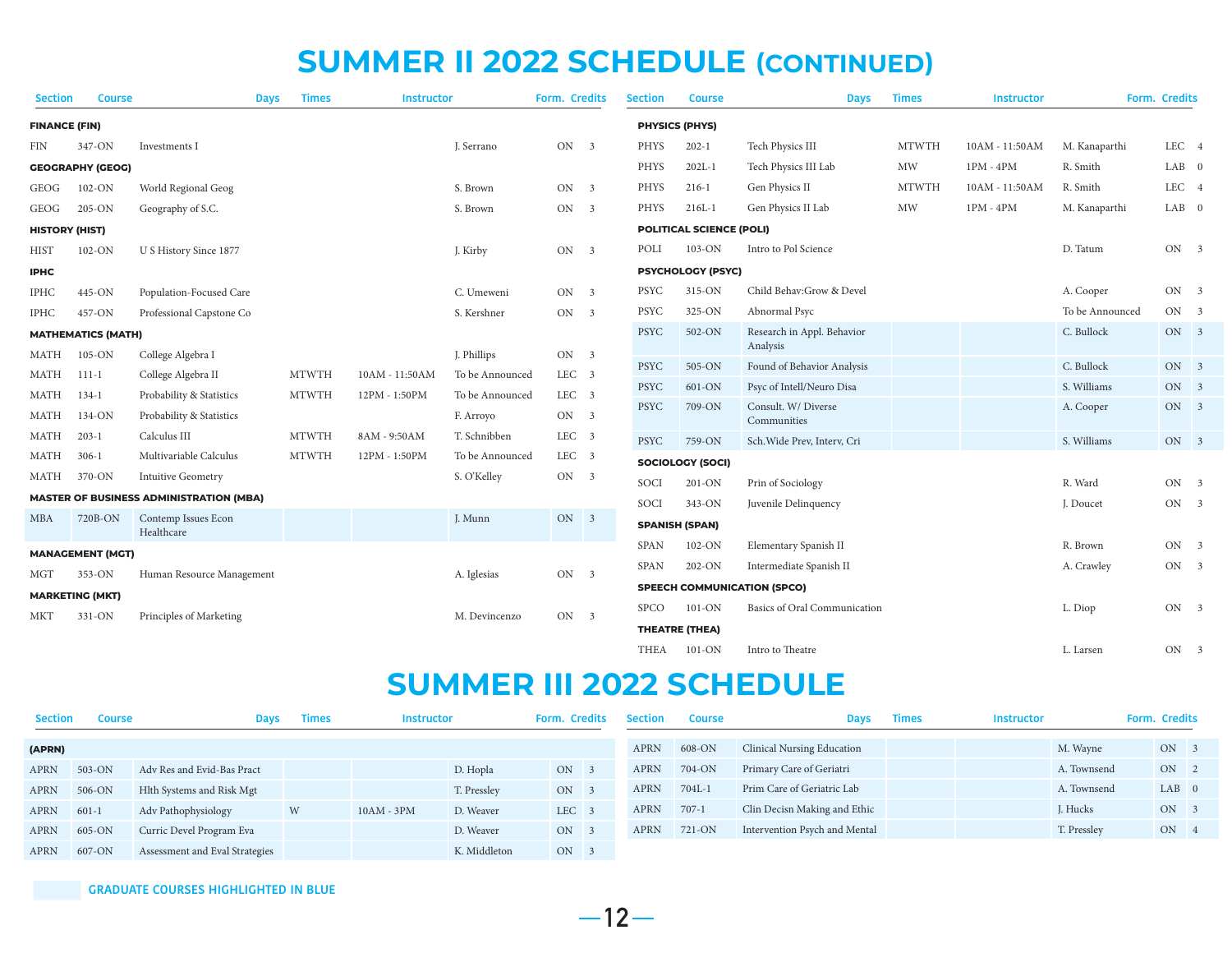# SUMMER II 2022 SCHEDULE (CONTINUED)

| Section | Course | | Days | Times | Instructor | Form. | Credits |
|---|---|---|---|---|---|---|---|
| **FINANCE (FIN)** | | | | | | | |
| FIN | 347-ON | Investments I | | | J. Serrano | ON | 3 |
| **GEOGRAPHY (GEOG)** | | | | | | | |
| GEOG | 102-ON | World Regional Geog | | | S. Brown | ON | 3 |
| GEOG | 205-ON | Geography of S.C. | | | S. Brown | ON | 3 |
| **HISTORY (HIST)** | | | | | | | |
| HIST | 102-ON | U S History Since 1877 | | | J. Kirby | ON | 3 |
| **IPHC** | | | | | | | |
| IPHC | 445-ON | Population-Focused Care | | | C. Umeweni | ON | 3 |
| IPHC | 457-ON | Professional Capstone Co | | | S. Kershner | ON | 3 |
| **MATHEMATICS (MATH)** | | | | | | | |
| MATH | 105-ON | College Algebra I | | | J. Phillips | ON | 3 |
| MATH | 111-1 | College Algebra II | MTWTH | 10AM - 11:50AM | To be Announced | LEC | 3 |
| MATH | 134-1 | Probability & Statistics | MTWTH | 12PM - 1:50PM | To be Announced | LEC | 3 |
| MATH | 134-ON | Probability & Statistics | | | F. Arroyo | ON | 3 |
| MATH | 203-1 | Calculus III | MTWTH | 8AM - 9:50AM | T. Schnibben | LEC | 3 |
| MATH | 306-1 | Multivariable Calculus | MTWTH | 12PM - 1:50PM | To be Announced | LEC | 3 |
| MATH | 370-ON | Intuitive Geometry | | | S. O'Kelley | ON | 3 |
| **MASTER OF BUSINESS ADMINISTRATION (MBA)** | | | | | | | |
| MBA | 720B-ON | Contemp Issues Econ Healthcare | | | J. Munn | ON | 3 |
| **MANAGEMENT (MGT)** | | | | | | | |
| MGT | 353-ON | Human Resource Management | | | A. Iglesias | ON | 3 |
| **MARKETING (MKT)** | | | | | | | |
| MKT | 331-ON | Principles of Marketing | | | M. Devincenzo | ON | 3 |
| **PHYSICS (PHYS)** | | | | | | | |
| PHYS | 202-1 | Tech Physics III | MTWTH | 10AM - 11:50AM | M. Kanaparthi | LEC | 4 |
| PHYS | 202L-1 | Tech Physics III Lab | MW | 1PM - 4PM | R. Smith | LAB | 0 |
| PHYS | 216-1 | Gen Physics II | MTWTH | 10AM - 11:50AM | R. Smith | LEC | 4 |
| PHYS | 216L-1 | Gen Physics II Lab | MW | 1PM - 4PM | M. Kanaparthi | LAB | 0 |
| **POLITICAL SCIENCE (POLI)** | | | | | | | |
| POLI | 103-ON | Intro to Pol Science | | | D. Tatum | ON | 3 |
| **PSYCHOLOGY (PSYC)** | | | | | | | |
| PSYC | 315-ON | Child Behav:Grow & Devel | | | A. Cooper | ON | 3 |
| PSYC | 325-ON | Abnormal Psyc | | | To be Announced | ON | 3 |
| PSYC | 502-ON | Research in Appl. Behavior Analysis | | | C. Bullock | ON | 3 |
| PSYC | 505-ON | Found of Behavior Analysis | | | C. Bullock | ON | 3 |
| PSYC | 601-ON | Psyc of Intell/Neuro Disa | | | S. Williams | ON | 3 |
| PSYC | 709-ON | Consult. W/ Diverse Communities | | | A. Cooper | ON | 3 |
| PSYC | 759-ON | Sch.Wide Prev, Interv, Cri | | | S. Williams | ON | 3 |
| **SOCIOLOGY (SOCI)** | | | | | | | |
| SOCI | 201-ON | Prin of Sociology | | | R. Ward | ON | 3 |
| SOCI | 343-ON | Juvenile Delinquency | | | J. Doucet | ON | 3 |
| **SPANISH (SPAN)** | | | | | | | |
| SPAN | 102-ON | Elementary Spanish II | | | R. Brown | ON | 3 |
| SPAN | 202-ON | Intermediate Spanish II | | | A. Crawley | ON | 3 |
| **SPEECH COMMUNICATION (SPCO)** | | | | | | | |
| SPCO | 101-ON | Basics of Oral Communication | | | L. Diop | ON | 3 |
| **THEATRE (THEA)** | | | | | | | |
| THEA | 101-ON | Intro to Theatre | | | L. Larsen | ON | 3 |

# SUMMER III 2022 SCHEDULE

| Section | Course | | Days | Times | Instructor | Form. | Credits |
|---|---|---|---|---|---|---|---|
| **(APRN)** | | | | | | | |
| APRN | 503-ON | Adv Res and Evid-Bas Pract | | | D. Hopla | ON | 3 |
| APRN | 506-ON | Hlth Systems and Risk Mgt | | | T. Pressley | ON | 3 |
| APRN | 601-1 | Adv Pathophysiology | W | 10AM - 3PM | D. Weaver | LEC | 3 |
| APRN | 605-ON | Curric Devel Program Eva | | | D. Weaver | ON | 3 |
| APRN | 607-ON | Assessment and Eval Strategies | | | K. Middleton | ON | 3 |
| APRN | 608-ON | Clinical Nursing Education | | | M. Wayne | ON | 3 |
| APRN | 704-ON | Primary Care of Geriatri | | | A. Townsend | ON | 2 |
| APRN | 704L-1 | Prim Care of Geriatric Lab | | | A. Townsend | LAB | 0 |
| APRN | 707-1 | Clin Decisn Making and Ethic | | | J. Hucks | ON | 3 |
| APRN | 721-ON | Intervention Psych and Mental | | | T. Pressley | ON | 4 |

GRADUATE COURSES HIGHLIGHTED IN BLUE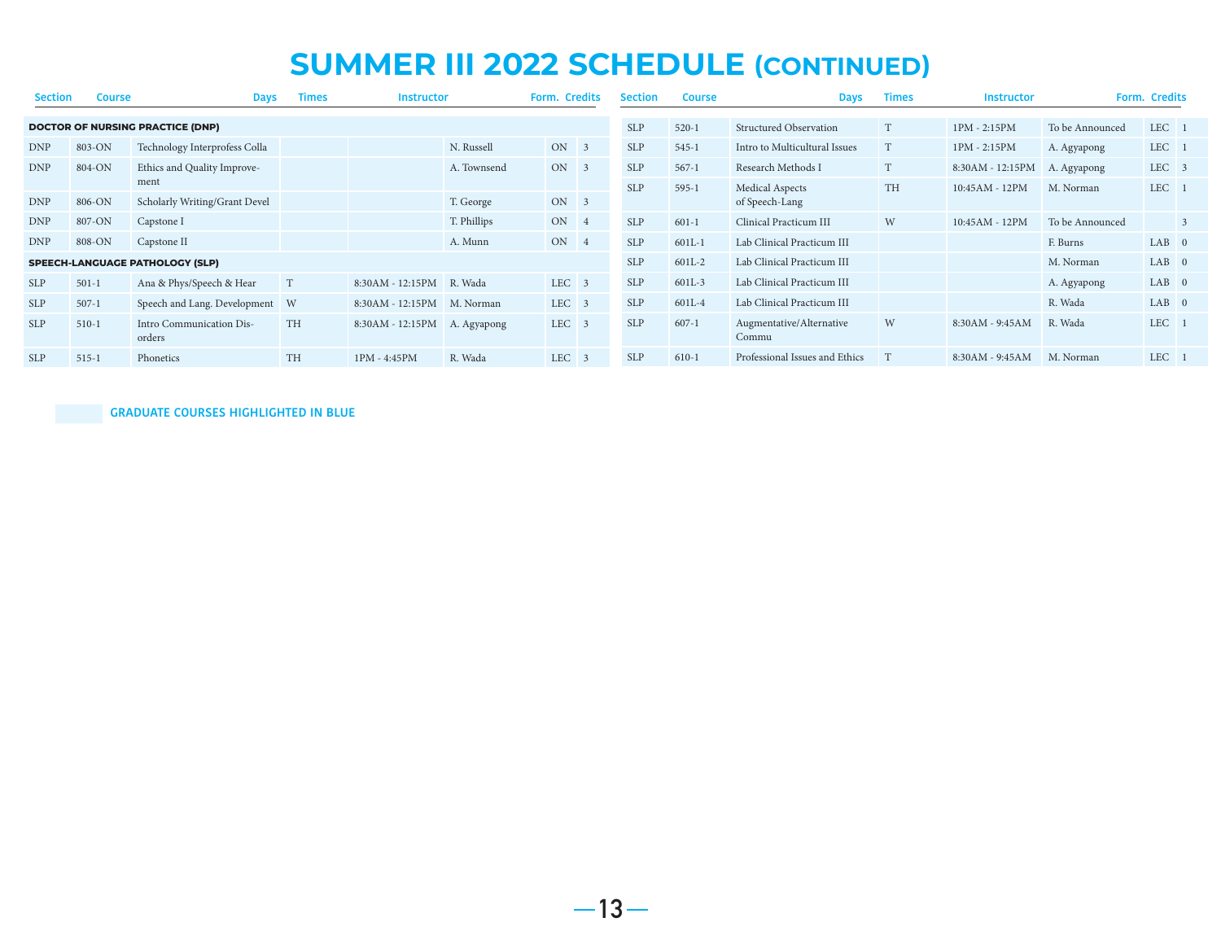# SUMMER III 2022 SCHEDULE (CONTINUED)

| Section | Course | | Days | Times | Instructor | Form. | Credits |
|---|---|---|---|---|---|---|---|
| **DOCTOR OF NURSING PRACTICE (DNP)** | | | | | | | |
| DNP | 803-ON | Technology Interprofess Colla | | | N. Russell | ON | 3 |
| DNP | 804-ON | Ethics and Quality Improvement | | | A. Townsend | ON | 3 |
| DNP | 806-ON | Scholarly Writing/Grant Devel | | | T. George | ON | 3 |
| DNP | 807-ON | Capstone I | | | T. Phillips | ON | 4 |
| DNP | 808-ON | Capstone II | | | A. Munn | ON | 4 |
| **SPEECH-LANGUAGE PATHOLOGY (SLP)** | | | | | | | |
| SLP | 501-1 | Ana & Phys/Speech & Hear | T | 8:30AM - 12:15PM | R. Wada | LEC | 3 |
| SLP | 507-1 | Speech and Lang. Development | W | 8:30AM - 12:15PM | M. Norman | LEC | 3 |
| SLP | 510-1 | Intro Communication Disorders | TH | 8:30AM - 12:15PM | A. Agyapong | LEC | 3 |
| SLP | 515-1 | Phonetics | TH | 1PM - 4:45PM | R. Wada | LEC | 3 |
| SLP | 520-1 | Structured Observation | T | 1PM - 2:15PM | To be Announced | LEC | 1 |
| SLP | 545-1 | Intro to Multicultural Issues | T | 1PM - 2:15PM | A. Agyapong | LEC | 1 |
| SLP | 567-1 | Research Methods I | T | 8:30AM - 12:15PM | A. Agyapong | LEC | 3 |
| SLP | 595-1 | Medical Aspects of Speech-Lang | TH | 10:45AM - 12PM | M. Norman | LEC | 1 |
| SLP | 601-1 | Clinical Practicum III | W | 10:45AM - 12PM | To be Announced | | 3 |
| SLP | 601L-1 | Lab Clinical Practicum III | | | F. Burns | LAB | 0 |
| SLP | 601L-2 | Lab Clinical Practicum III | | | M. Norman | LAB | 0 |
| SLP | 601L-3 | Lab Clinical Practicum III | | | A. Agyapong | LAB | 0 |
| SLP | 601L-4 | Lab Clinical Practicum III | | | R. Wada | LAB | 0 |
| SLP | 607-1 | Augmentative/Alternative Commu | W | 8:30AM - 9:45AM | R. Wada | LEC | 1 |
| SLP | 610-1 | Professional Issues and Ethics | T | 8:30AM - 9:45AM | M. Norman | LEC | 1 |

GRADUATE COURSES HIGHLIGHTED IN BLUE